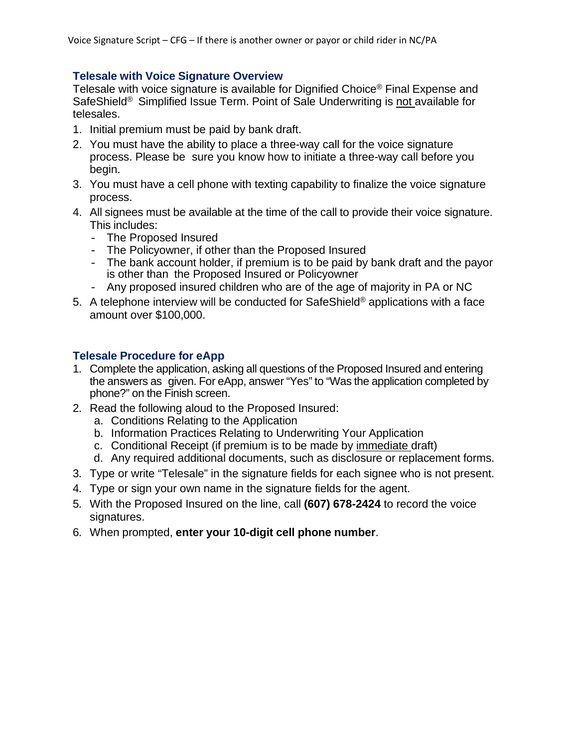## Telesale with Voice Signature Overview

Telesale with voice signature is available for Dignified Choice® Final Expense and SafeShield® Simplified Issue Term. Point of Sale Underwriting is not available for telesales.

1. Initial premium must be paid by bank draft.
2. You must have the ability to place a three-way call for the voice signature process. Please be sure you know how to initiate a three-way call before you begin.
3. You must have a cell phone with texting capability to finalize the voice signature process.
4. All signees must be available at the time of the call to provide their voice signature. This includes:
   - The Proposed Insured
   - The Policyowner, if other than the Proposed Insured
   - The bank account holder, if premium is to be paid by bank draft and the payor is other than the Proposed Insured or Policyowner
   - Any proposed insured children who are of the age of majority in PA or NC
5. A telephone interview will be conducted for SafeShield® applications with a face amount over $100,000.

## Telesale Procedure for eApp

1. Complete the application, asking all questions of the Proposed Insured and entering the answers as given. For eApp, answer "Yes" to "Was the application completed by phone?" on the Finish screen.
2. Read the following aloud to the Proposed Insured:
   a. Conditions Relating to the Application
   b. Information Practices Relating to Underwriting Your Application
   c. Conditional Receipt (if premium is to be made by immediate draft)
   d. Any required additional documents, such as disclosure or replacement forms.
3. Type or write "Telesale" in the signature fields for each signee who is not present.
4. Type or sign your own name in the signature fields for the agent.
5. With the Proposed Insured on the line, call **(607) 678-2424** to record the voice signatures.
6. When prompted, **enter your 10-digit cell phone number**.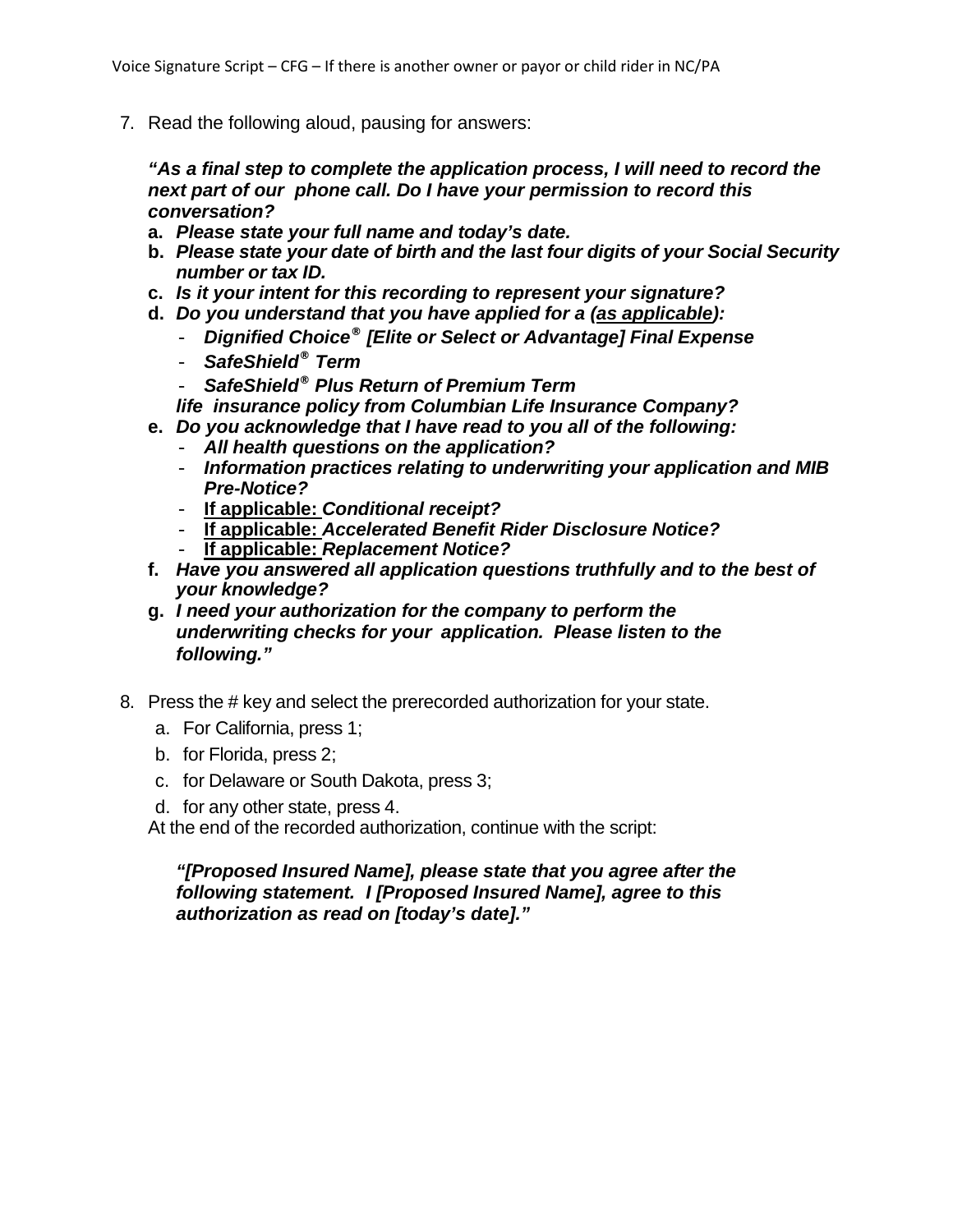7. Read the following aloud, pausing for answers:

   ***"As a final step to complete the application process, I will need to record the next part of our phone call. Do I have your permission to record this conversation?***

   **a.** ***Please state your full name and today's date.***

   **b.** ***Please state your date of birth and the last four digits of your Social Security number or tax ID.***

   **c.** ***Is it your intent for this recording to represent your signature?***

   **d.** ***Do you understand that you have applied for a (<u>as applicable</u>):***
      - ***Dignified Choice® [Elite or Select or Advantage] Final Expense***
      - ***SafeShield® Term***
      - ***SafeShield® Plus Return of Premium Term***

      ***life insurance policy from Columbian Life Insurance Company?***

   **e.** ***Do you acknowledge that I have read to you all of the following:***
      - ***All health questions on the application?***
      - ***Information practices relating to underwriting your application and MIB Pre-Notice?***
      - **<u>If applicable:</u>** ***Conditional receipt?***
      - **<u>If applicable:</u>** ***Accelerated Benefit Rider Disclosure Notice?***
      - **<u>If applicable:</u>** ***Replacement Notice?***

   **f.** ***Have you answered all application questions truthfully and to the best of your knowledge?***

   **g.** ***I need your authorization for the company to perform the underwriting checks for your application. Please listen to the following."***

8. Press the # key and select the prerecorded authorization for your state.
   a. For California, press 1;
   b. for Florida, press 2;
   c. for Delaware or South Dakota, press 3;
   d. for any other state, press 4.

   At the end of the recorded authorization, continue with the script:

   ***"[Proposed Insured Name], please state that you agree after the following statement. I [Proposed Insured Name], agree to this authorization as read on [today's date]."***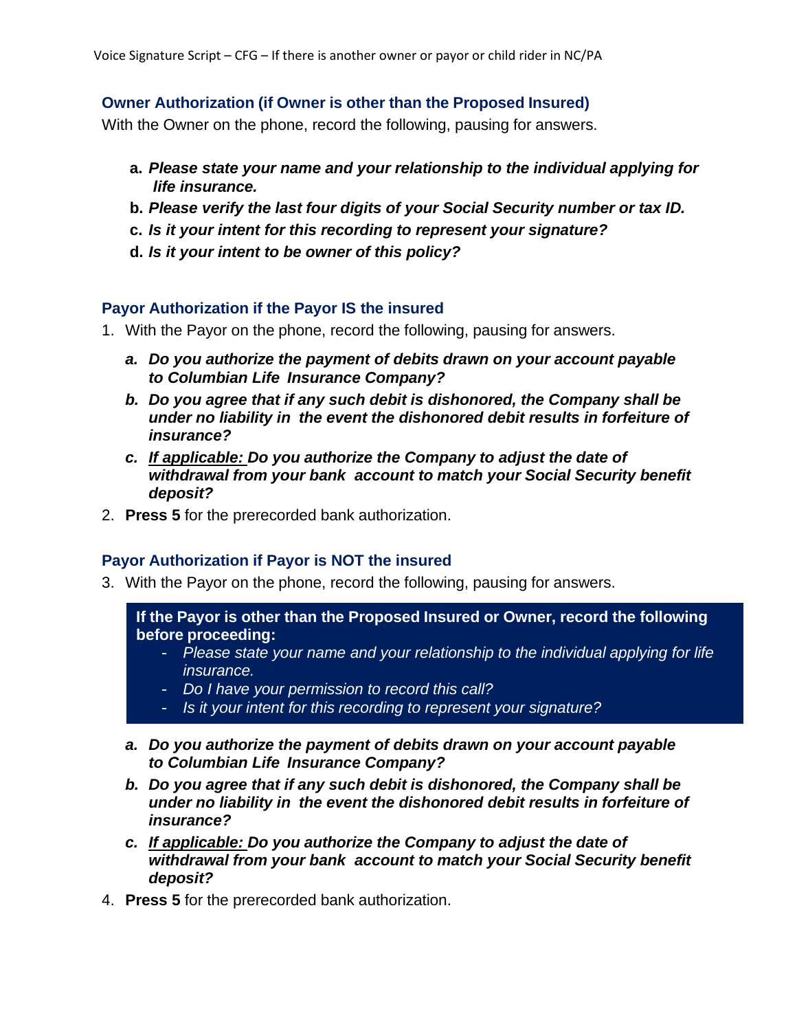## Owner Authorization (if Owner is other than the Proposed Insured)

With the Owner on the phone, record the following, pausing for answers.

- **a.** ***Please state your name and your relationship to the individual applying for life insurance.***
- **b.** ***Please verify the last four digits of your Social Security number or tax ID.***
- **c.** ***Is it your intent for this recording to represent your signature?***
- **d.** ***Is it your intent to be owner of this policy?***

## Payor Authorization if the Payor IS the insured

1. With the Payor on the phone, record the following, pausing for answers.
   - ***a. Do you authorize the payment of debits drawn on your account payable to Columbian Life Insurance Company?***
   - ***b. Do you agree that if any such debit is dishonored, the Company shall be under no liability in the event the dishonored debit results in forfeiture of insurance?***
   - ***c. If applicable: Do you authorize the Company to adjust the date of withdrawal from your bank account to match your Social Security benefit deposit?***
2. **Press 5** for the prerecorded bank authorization.

## Payor Authorization if Payor is NOT the insured

3. With the Payor on the phone, record the following, pausing for answers.

   **If the Payor is other than the Proposed Insured or Owner, record the following before proceeding:**
   - *Please state your name and your relationship to the individual applying for life insurance.*
   - *Do I have your permission to record this call?*
   - *Is it your intent for this recording to represent your signature?*

   - ***a. Do you authorize the payment of debits drawn on your account payable to Columbian Life Insurance Company?***
   - ***b. Do you agree that if any such debit is dishonored, the Company shall be under no liability in the event the dishonored debit results in forfeiture of insurance?***
   - ***c. If applicable: Do you authorize the Company to adjust the date of withdrawal from your bank account to match your Social Security benefit deposit?***
4. **Press 5** for the prerecorded bank authorization.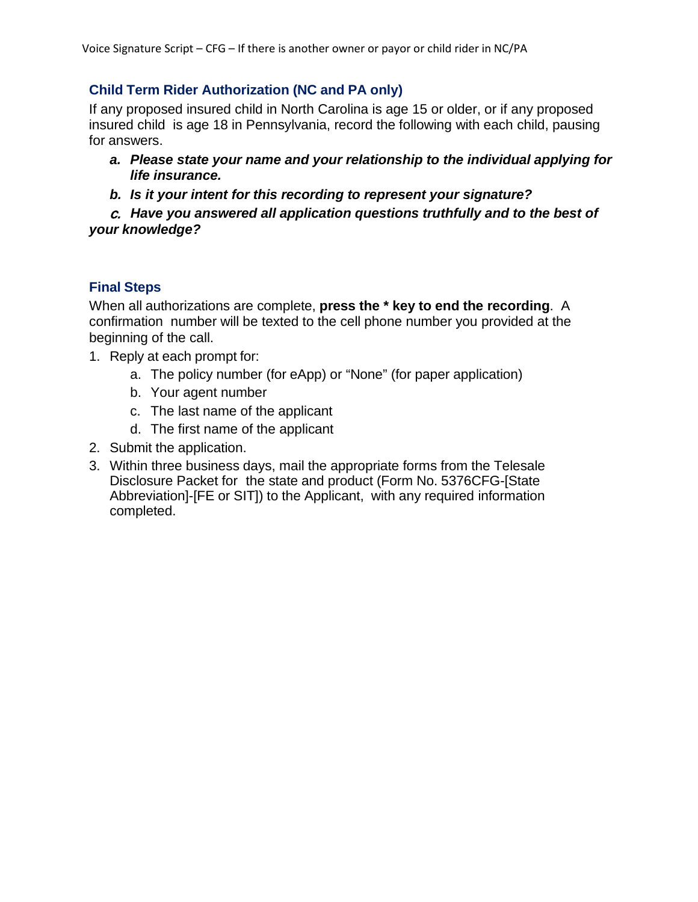## Child Term Rider Authorization (NC and PA only)

If any proposed insured child in North Carolina is age 15 or older, or if any proposed insured child is age 18 in Pennsylvania, record the following with each child, pausing for answers.

a. ***Please state your name and your relationship to the individual applying for life insurance.***
b. ***Is it your intent for this recording to represent your signature?***
c. ***Have you answered all application questions truthfully and to the best of your knowledge?***

## Final Steps

When all authorizations are complete, **press the * key to end the recording**. A confirmation number will be texted to the cell phone number you provided at the beginning of the call.

1. Reply at each prompt for:
    a. The policy number (for eApp) or “None” (for paper application)
    b. Your agent number
    c. The last name of the applicant
    d. The first name of the applicant
2. Submit the application.
3. Within three business days, mail the appropriate forms from the Telesale Disclosure Packet for the state and product (Form No. 5376CFG-[State Abbreviation]-[FE or SIT]) to the Applicant, with any required information completed.